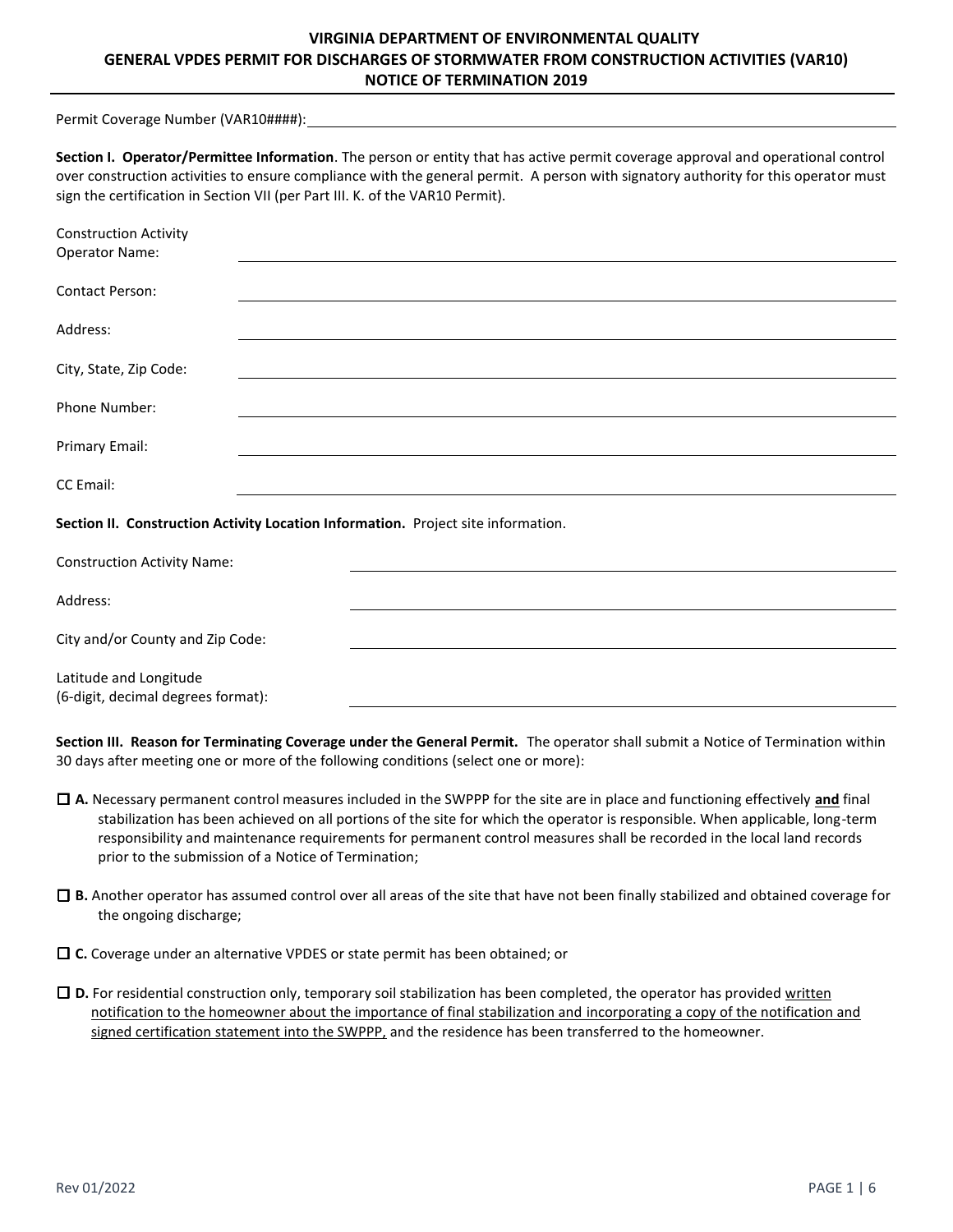# VIRGINIA DEPARTMENT OF ENVIRONMENTAL QUALITY
# GENERAL VPDES PERMIT FOR DISCHARGES OF STORMWATER FROM CONSTRUCTION ACTIVITIES (VAR10)
# NOTICE OF TERMINATION 2019

Permit Coverage Number (VAR10####): ______________________________

**Section I. Operator/Permittee Information**. The person or entity that has active permit coverage approval and operational control over construction activities to ensure compliance with the general permit. A person with signatory authority for this operator must sign the certification in Section VII (per Part III. K. of the VAR10 Permit).

Construction Activity Operator Name: ______________________________

Contact Person: ______________________________

Address: ______________________________

City, State, Zip Code: ______________________________

Phone Number: ______________________________

Primary Email: ______________________________

CC Email: ______________________________

**Section II. Construction Activity Location Information.** Project site information.

Construction Activity Name: ______________________________

Address: ______________________________

City and/or County and Zip Code: ______________________________

Latitude and Longitude (6-digit, decimal degrees format): ______________________________

**Section III. Reason for Terminating Coverage under the General Permit.** The operator shall submit a Notice of Termination within 30 days after meeting one or more of the following conditions (select one or more):

☐ **A.** Necessary permanent control measures included in the SWPPP for the site are in place and functioning effectively **and** final stabilization has been achieved on all portions of the site for which the operator is responsible. When applicable, long-term responsibility and maintenance requirements for permanent control measures shall be recorded in the local land records prior to the submission of a Notice of Termination;

☐ **B.** Another operator has assumed control over all areas of the site that have not been finally stabilized and obtained coverage for the ongoing discharge;

☐ **C.** Coverage under an alternative VPDES or state permit has been obtained; or

☐ **D.** For residential construction only, temporary soil stabilization has been completed, the operator has provided written notification to the homeowner about the importance of final stabilization and incorporating a copy of the notification and signed certification statement into the SWPPP, and the residence has been transferred to the homeowner.

Rev 01/2022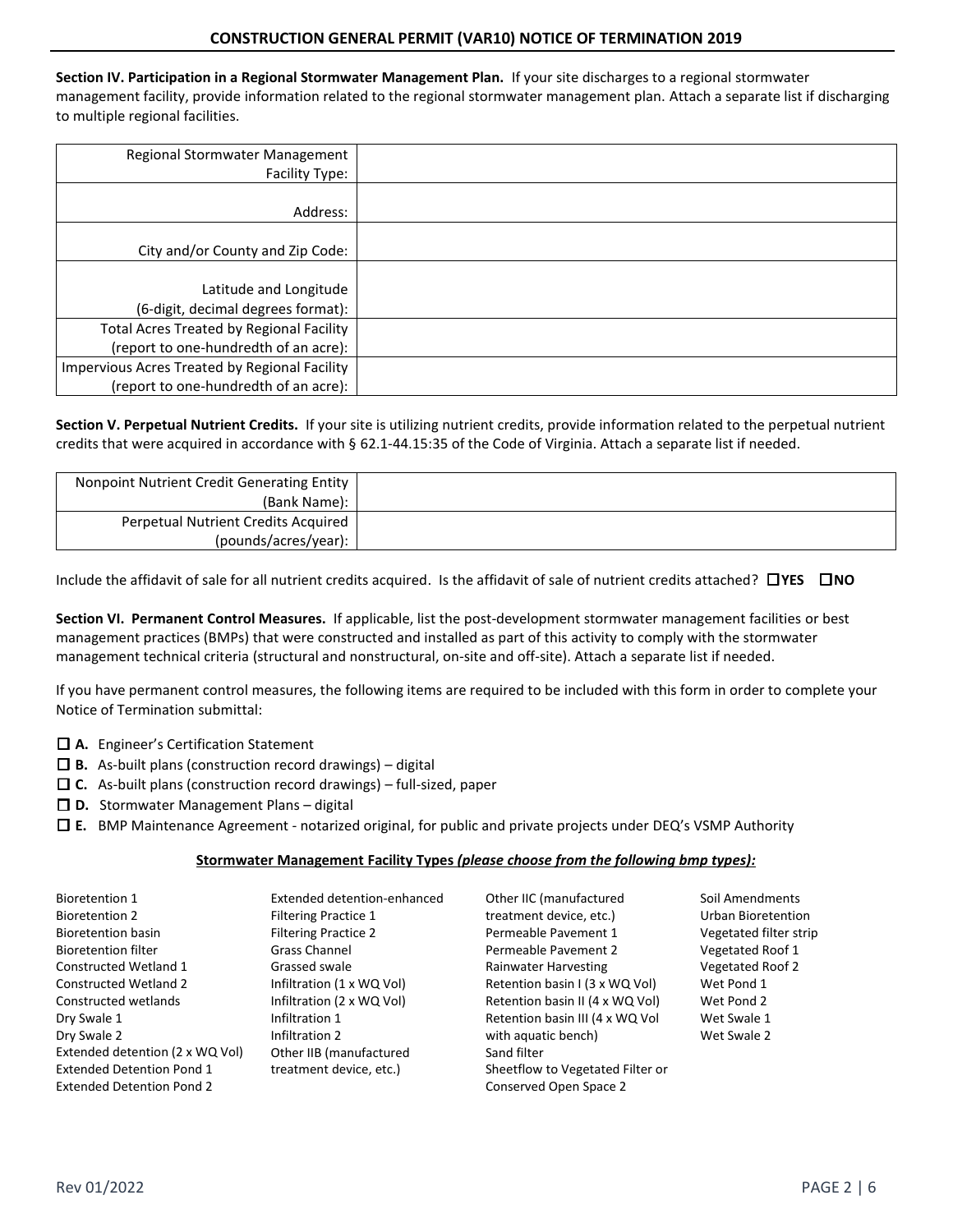**Section IV. Participation in a Regional Stormwater Management Plan.** If your site discharges to a regional stormwater management facility, provide information related to the regional stormwater management plan. Attach a separate list if discharging to multiple regional facilities.

| | |
|---|---|
| Regional Stormwater Management Facility Type: | |
| Address: | |
| City and/or County and Zip Code: | |
| Latitude and Longitude (6-digit, decimal degrees format): | |
| Total Acres Treated by Regional Facility (report to one-hundredth of an acre): | |
| Impervious Acres Treated by Regional Facility (report to one-hundredth of an acre): | |

**Section V. Perpetual Nutrient Credits.** If your site is utilizing nutrient credits, provide information related to the perpetual nutrient credits that were acquired in accordance with § 62.1-44.15:35 of the Code of Virginia. Attach a separate list if needed.

| | |
|---|---|
| Nonpoint Nutrient Credit Generating Entity (Bank Name): | |
| Perpetual Nutrient Credits Acquired (pounds/acres/year): | |

Include the affidavit of sale for all nutrient credits acquired. Is the affidavit of sale of nutrient credits attached? ☐**YES** ☐**NO**

**Section VI. Permanent Control Measures.** If applicable, list the post-development stormwater management facilities or best management practices (BMPs) that were constructed and installed as part of this activity to comply with the stormwater management technical criteria (structural and nonstructural, on-site and off-site). Attach a separate list if needed.

If you have permanent control measures, the following items are required to be included with this form in order to complete your Notice of Termination submittal:

- ☐ **A.** Engineer's Certification Statement
- ☐ **B.** As-built plans (construction record drawings) – digital
- ☐ **C.** As-built plans (construction record drawings) – full-sized, paper
- ☐ **D.** Stormwater Management Plans – digital
- ☐ **E.** BMP Maintenance Agreement - notarized original, for public and private projects under DEQ's VSMP Authority

**Stormwater Management Facility Types *(please choose from the following bmp types):***

Bioretention 1
Bioretention 2
Bioretention basin
Bioretention filter
Constructed Wetland 1
Constructed Wetland 2
Constructed wetlands
Dry Swale 1
Dry Swale 2
Extended detention (2 x WQ Vol)
Extended Detention Pond 1
Extended Detention Pond 2
Extended detention-enhanced
Filtering Practice 1
Filtering Practice 2
Grass Channel
Grassed swale
Infiltration (1 x WQ Vol)
Infiltration (2 x WQ Vol)
Infiltration 1
Infiltration 2
Other IIB (manufactured treatment device, etc.)
Other IIC (manufactured treatment device, etc.)
Permeable Pavement 1
Permeable Pavement 2
Rainwater Harvesting
Retention basin I (3 x WQ Vol)
Retention basin II (4 x WQ Vol)
Retention basin III (4 x WQ Vol with aquatic bench)
Sand filter
Sheetflow to Vegetated Filter or Conserved Open Space 2
Soil Amendments
Urban Bioretention
Vegetated filter strip
Vegetated Roof 1
Vegetated Roof 2
Wet Pond 1
Wet Pond 2
Wet Swale 1
Wet Swale 2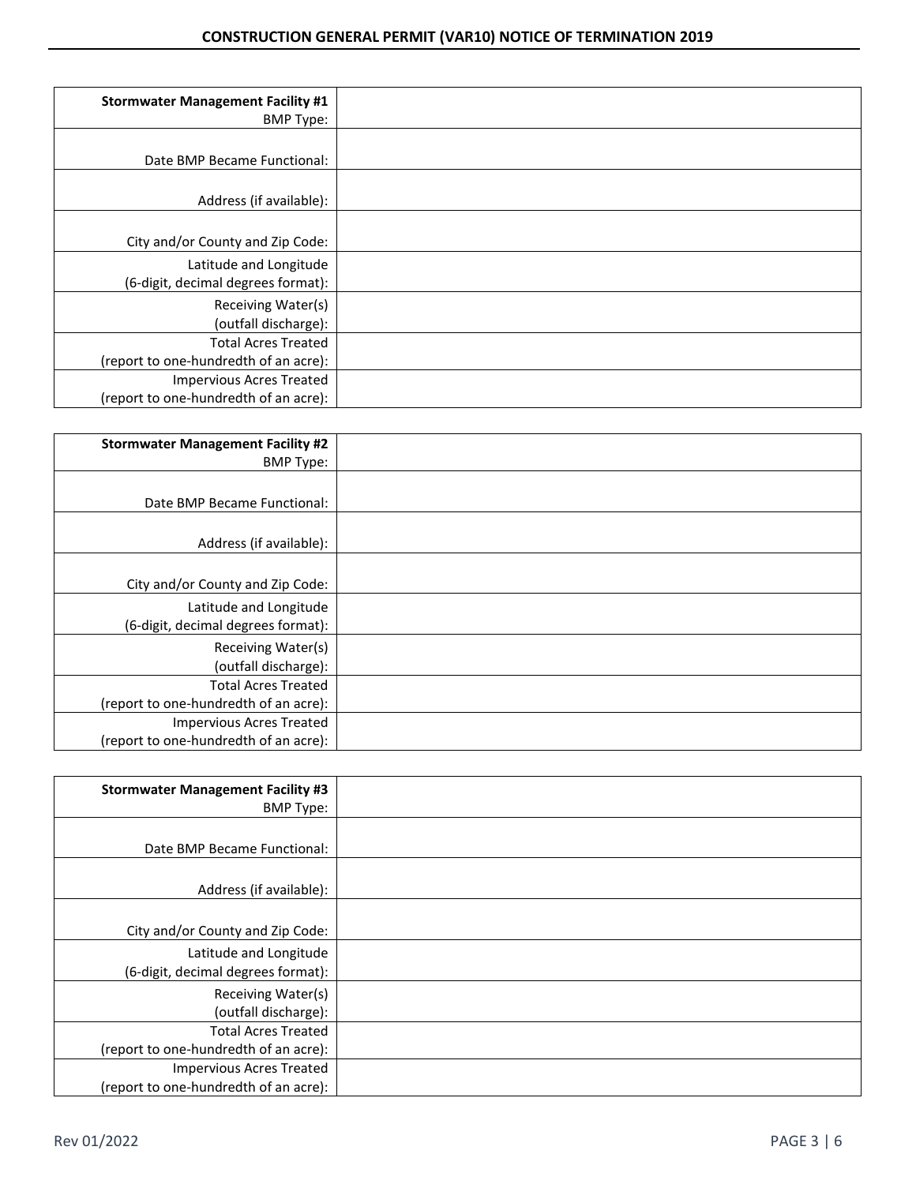| **Stormwater Management Facility #1** BMP Type: | |
|---|---|
| Date BMP Became Functional: | |
| Address (if available): | |
| City and/or County and Zip Code: | |
| Latitude and Longitude (6-digit, decimal degrees format): | |
| Receiving Water(s) (outfall discharge): | |
| Total Acres Treated (report to one-hundredth of an acre): | |
| Impervious Acres Treated (report to one-hundredth of an acre): | |

| **Stormwater Management Facility #2** BMP Type: | |
|---|---|
| Date BMP Became Functional: | |
| Address (if available): | |
| City and/or County and Zip Code: | |
| Latitude and Longitude (6-digit, decimal degrees format): | |
| Receiving Water(s) (outfall discharge): | |
| Total Acres Treated (report to one-hundredth of an acre): | |
| Impervious Acres Treated (report to one-hundredth of an acre): | |

| **Stormwater Management Facility #3** BMP Type: | |
|---|---|
| Date BMP Became Functional: | |
| Address (if available): | |
| City and/or County and Zip Code: | |
| Latitude and Longitude (6-digit, decimal degrees format): | |
| Receiving Water(s) (outfall discharge): | |
| Total Acres Treated (report to one-hundredth of an acre): | |
| Impervious Acres Treated (report to one-hundredth of an acre): | |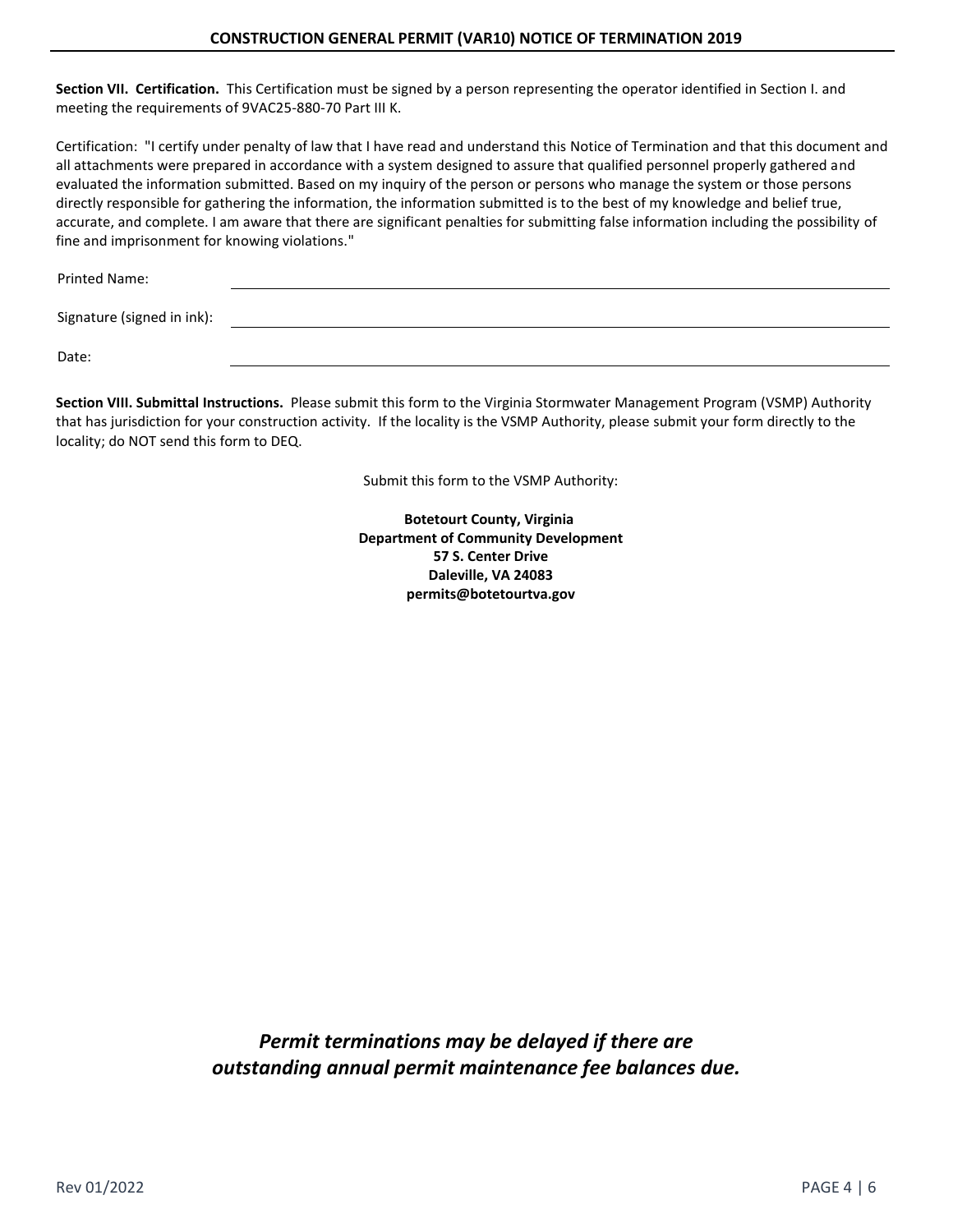**Section VII. Certification.** This Certification must be signed by a person representing the operator identified in Section I. and meeting the requirements of 9VAC25-880-70 Part III K.

Certification: "I certify under penalty of law that I have read and understand this Notice of Termination and that this document and all attachments were prepared in accordance with a system designed to assure that qualified personnel properly gathered and evaluated the information submitted. Based on my inquiry of the person or persons who manage the system or those persons directly responsible for gathering the information, the information submitted is to the best of my knowledge and belief true, accurate, and complete. I am aware that there are significant penalties for submitting false information including the possibility of fine and imprisonment for knowing violations."

Printed Name: ______________________________

Signature (signed in ink): ______________________________

Date: ______________________________

**Section VIII. Submittal Instructions.** Please submit this form to the Virginia Stormwater Management Program (VSMP) Authority that has jurisdiction for your construction activity. If the locality is the VSMP Authority, please submit your form directly to the locality; do NOT send this form to DEQ.

Submit this form to the VSMP Authority:

**Botetourt County, Virginia**
**Department of Community Development**
**57 S. Center Drive**
**Daleville, VA 24083**
**permits@botetourtva.gov**

***Permit terminations may be delayed if there are outstanding annual permit maintenance fee balances due.***

Rev 01/2022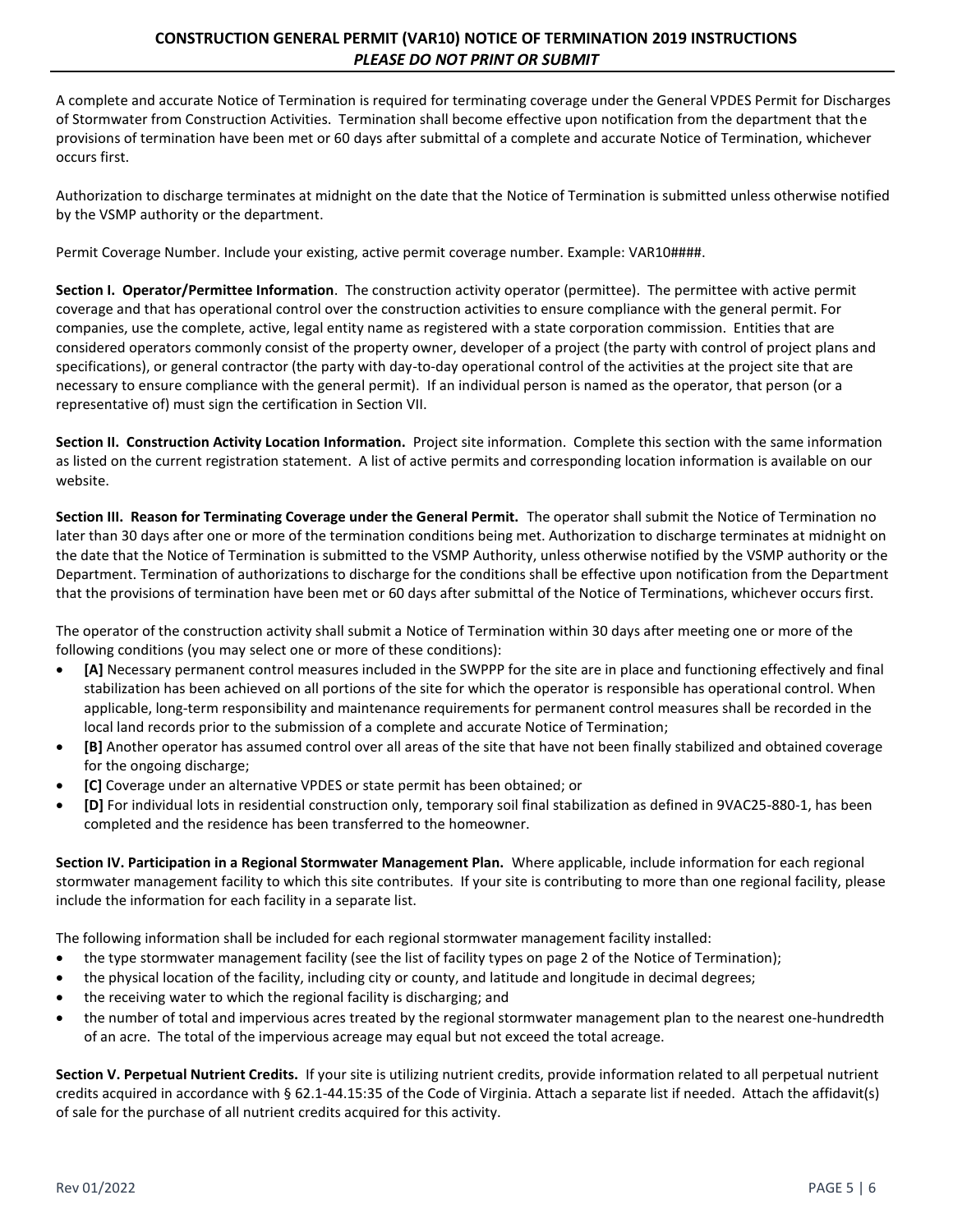# CONSTRUCTION GENERAL PERMIT (VAR10) NOTICE OF TERMINATION 2019 INSTRUCTIONS

***PLEASE DO NOT PRINT OR SUBMIT***

A complete and accurate Notice of Termination is required for terminating coverage under the General VPDES Permit for Discharges of Stormwater from Construction Activities. Termination shall become effective upon notification from the department that the provisions of termination have been met or 60 days after submittal of a complete and accurate Notice of Termination, whichever occurs first.

Authorization to discharge terminates at midnight on the date that the Notice of Termination is submitted unless otherwise notified by the VSMP authority or the department.

Permit Coverage Number. Include your existing, active permit coverage number. Example: VAR10####.

**Section I. Operator/Permittee Information**. The construction activity operator (permittee). The permittee with active permit coverage and that has operational control over the construction activities to ensure compliance with the general permit. For companies, use the complete, active, legal entity name as registered with a state corporation commission. Entities that are considered operators commonly consist of the property owner, developer of a project (the party with control of project plans and specifications), or general contractor (the party with day-to-day operational control of the activities at the project site that are necessary to ensure compliance with the general permit). If an individual person is named as the operator, that person (or a representative of) must sign the certification in Section VII.

**Section II. Construction Activity Location Information.** Project site information. Complete this section with the same information as listed on the current registration statement. A list of active permits and corresponding location information is available on our website.

**Section III. Reason for Terminating Coverage under the General Permit.** The operator shall submit the Notice of Termination no later than 30 days after one or more of the termination conditions being met. Authorization to discharge terminates at midnight on the date that the Notice of Termination is submitted to the VSMP Authority, unless otherwise notified by the VSMP authority or the Department. Termination of authorizations to discharge for the conditions shall be effective upon notification from the Department that the provisions of termination have been met or 60 days after submittal of the Notice of Terminations, whichever occurs first.

The operator of the construction activity shall submit a Notice of Termination within 30 days after meeting one or more of the following conditions (you may select one or more of these conditions):

- **[A]** Necessary permanent control measures included in the SWPPP for the site are in place and functioning effectively and final stabilization has been achieved on all portions of the site for which the operator is responsible has operational control. When applicable, long-term responsibility and maintenance requirements for permanent control measures shall be recorded in the local land records prior to the submission of a complete and accurate Notice of Termination;
- **[B]** Another operator has assumed control over all areas of the site that have not been finally stabilized and obtained coverage for the ongoing discharge;
- **[C]** Coverage under an alternative VPDES or state permit has been obtained; or
- **[D]** For individual lots in residential construction only, temporary soil final stabilization as defined in 9VAC25-880-1, has been completed and the residence has been transferred to the homeowner.

**Section IV. Participation in a Regional Stormwater Management Plan.** Where applicable, include information for each regional stormwater management facility to which this site contributes. If your site is contributing to more than one regional facility, please include the information for each facility in a separate list.

The following information shall be included for each regional stormwater management facility installed:

- the type stormwater management facility (see the list of facility types on page 2 of the Notice of Termination);
- the physical location of the facility, including city or county, and latitude and longitude in decimal degrees;
- the receiving water to which the regional facility is discharging; and
- the number of total and impervious acres treated by the regional stormwater management plan to the nearest one-hundredth of an acre. The total of the impervious acreage may equal but not exceed the total acreage.

**Section V. Perpetual Nutrient Credits.** If your site is utilizing nutrient credits, provide information related to all perpetual nutrient credits acquired in accordance with § 62.1-44.15:35 of the Code of Virginia. Attach a separate list if needed. Attach the affidavit(s) of sale for the purchase of all nutrient credits acquired for this activity.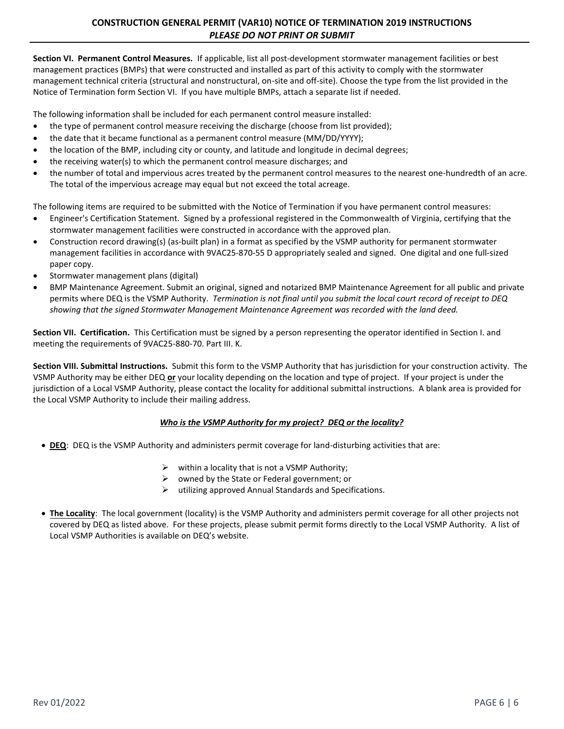**Section VI. Permanent Control Measures.** If applicable, list all post-development stormwater management facilities or best management practices (BMPs) that were constructed and installed as part of this activity to comply with the stormwater management technical criteria (structural and nonstructural, on-site and off-site). Choose the type from the list provided in the Notice of Termination form Section VI. If you have multiple BMPs, attach a separate list if needed.

The following information shall be included for each permanent control measure installed:

- the type of permanent control measure receiving the discharge (choose from list provided);
- the date that it became functional as a permanent control measure (MM/DD/YYYY);
- the location of the BMP, including city or county, and latitude and longitude in decimal degrees;
- the receiving water(s) to which the permanent control measure discharges; and
- the number of total and impervious acres treated by the permanent control measures to the nearest one-hundredth of an acre. The total of the impervious acreage may equal but not exceed the total acreage.

The following items are required to be submitted with the Notice of Termination if you have permanent control measures:

- Engineer's Certification Statement. Signed by a professional registered in the Commonwealth of Virginia, certifying that the stormwater management facilities were constructed in accordance with the approved plan.
- Construction record drawing(s) (as-built plan) in a format as specified by the VSMP authority for permanent stormwater management facilities in accordance with 9VAC25-870-55 D appropriately sealed and signed. One digital and one full-sized paper copy.
- Stormwater management plans (digital)
- BMP Maintenance Agreement. Submit an original, signed and notarized BMP Maintenance Agreement for all public and private permits where DEQ is the VSMP Authority. *Termination is not final until you submit the local court record of receipt to DEQ showing that the signed Stormwater Management Maintenance Agreement was recorded with the land deed.*

**Section VII. Certification.** This Certification must be signed by a person representing the operator identified in Section I. and meeting the requirements of 9VAC25-880-70. Part III. K.

**Section VIII. Submittal Instructions.** Submit this form to the VSMP Authority that has jurisdiction for your construction activity. The VSMP Authority may be either DEQ **or** your locality depending on the location and type of project. If your project is under the jurisdiction of a Local VSMP Authority, please contact the locality for additional submittal instructions. A blank area is provided for the Local VSMP Authority to include their mailing address.

***Who is the VSMP Authority for my project? DEQ or the locality?***

- **DEQ**: DEQ is the VSMP Authority and administers permit coverage for land-disturbing activities that are:
  - within a locality that is not a VSMP Authority;
  - owned by the State or Federal government; or
  - utilizing approved Annual Standards and Specifications.
- **The Locality**: The local government (locality) is the VSMP Authority and administers permit coverage for all other projects not covered by DEQ as listed above. For these projects, please submit permit forms directly to the Local VSMP Authority. A list of Local VSMP Authorities is available on DEQ's website.